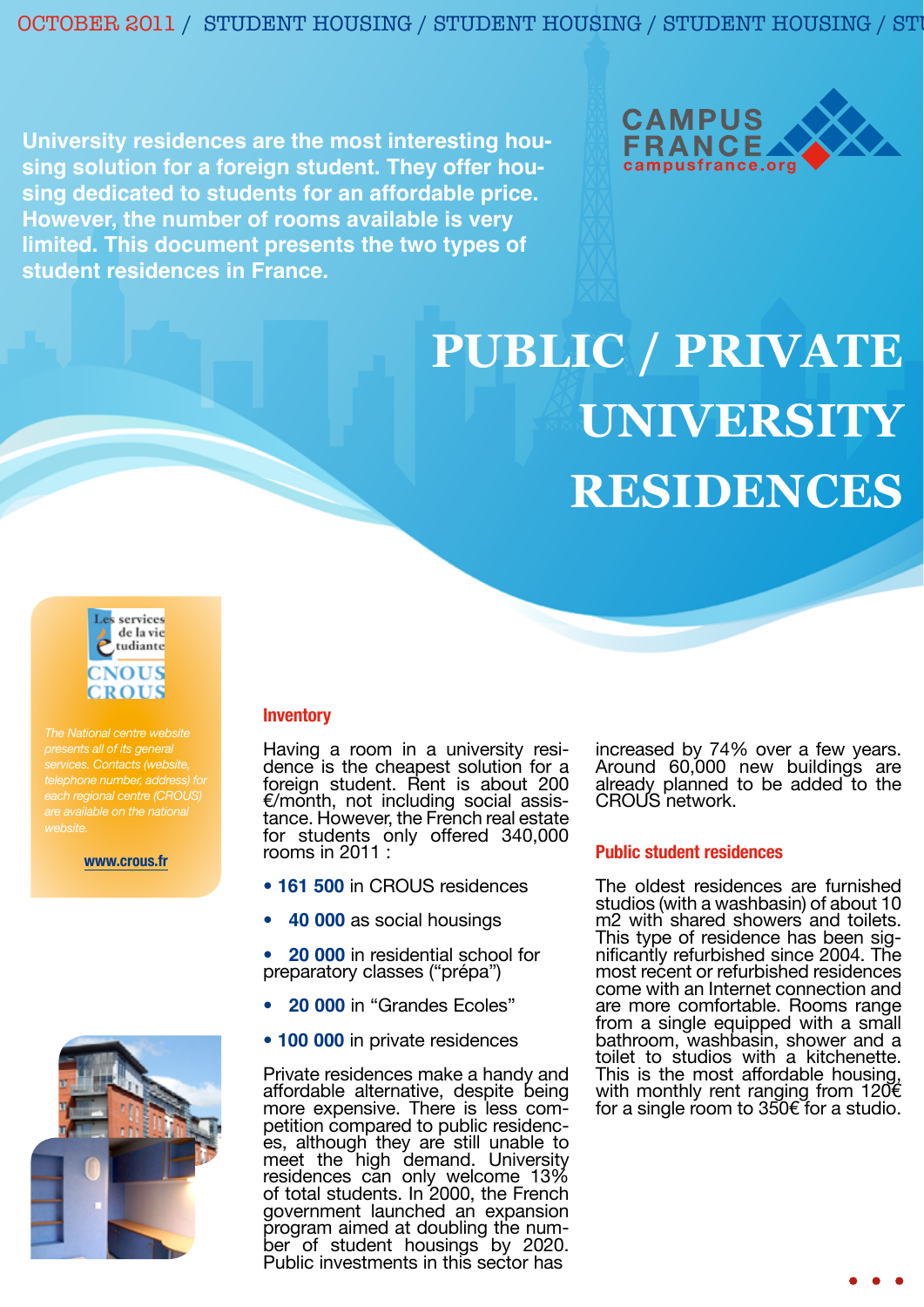University residences are the most interesting housing solution for a foreign student. They offer housing dedicated to students for an affordable price. However, the number of rooms available is very limited. This document presents the two types of student residences in France.

# PUBLIC / PRIVATE UNIVERSITY RESIDENCES

*The National centre website presents all of its general services. Contacts (website, telephone number, address) for each regional centre (CROUS) are available on the national website.*

**www.crous.fr**

## Inventory

Having a room in a university residence is the cheapest solution for a foreign student. Rent is about 200 €/month, not including social assistance. However, the French real estate for students only offered 340,000 rooms in 2011 :

- **161 500** in CROUS residences
- **40 000** as social housings
- **20 000** in residential school for preparatory classes ("prépa")
- **20 000** in "Grandes Ecoles"
- **100 000** in private residences

Private residences make a handy and affordable alternative, despite being more expensive. There is less competition compared to public residences, although they are still unable to meet the high demand. University residences can only welcome 13% of total students. In 2000, the French government launched an expansion program aimed at doubling the number of student housings by 2020. Public investments in this sector has increased by 74% over a few years. Around 60,000 new buildings are already planned to be added to the CROUS network.

## Public student residences

The oldest residences are furnished studios (with a washbasin) of about 10 m2 with shared showers and toilets. This type of residence has been significantly refurbished since 2004. The most recent or refurbished residences come with an Internet connection and are more comfortable. Rooms range from a single equipped with a small bathroom, washbasin, shower and a toilet to studios with a kitchenette. This is the most affordable housing, with monthly rent ranging from 120€ for a single room to 350€ for a studio.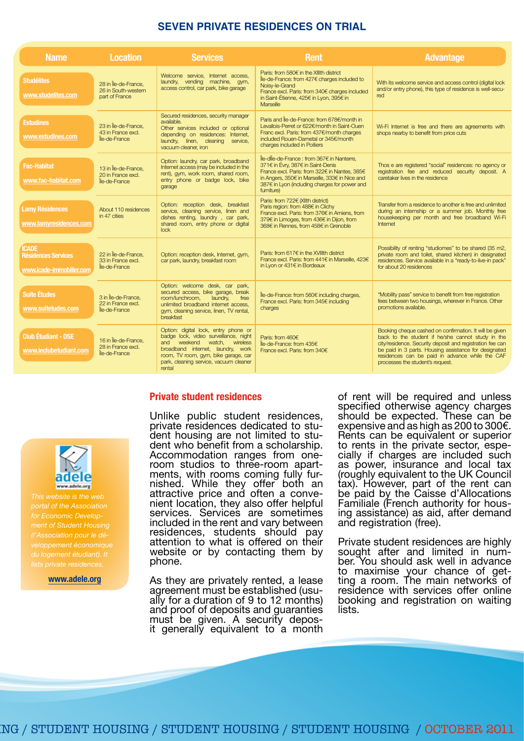## SEVEN PRIVATE RESIDENCES ON TRIAL

| Name | Location | Services | Rent | Advantage |
|---|---|---|---|---|
| Studélites www.studelites.com | 28 in Île-de-France, 26 in South-western part of France | Welcome service, Internet access, laundry, vending machine, gym, access control, car park, bike garage | Paris: from 580€ in the XIIIth district Île-de-France: from 427€ charges included to Noisy-le-Grand France excl. Paris: from 340€ charges included in Saint-Étienne, 425€ in Lyon, 395€ in Marseille | With its welcome service and access control (digital lock and/or entry phone), this type of residence is well-secured |
| Estudines www.estudines.com | 23 in Île-de-France, 43 in France excl. Île-de-France | Secured residences, security manager available. Other services included or optional depending on residences: Internet, laundry, linen, cleaning service, vacuum cleaner, iron | Paris and Île-de-France: from 678€/month in Levallois-Perret or 622€/month in Saint-Ouen Franc excl. Paris: from 437€/month charges included Rouen-Darnetal or 354€/month charges included in Poitiers | Wi-Fi Internet is free and there are agreements with shops nearby to benefit from price cuts |
| Fac-Habitat www.fac-habitat.com | 13 in Île-de-France, 20 in France excl. Île-de-France | Option: laundry, car park, broadband Internet access (may be included in the rent), gym, work room, shared room, entry phone or badge lock, bike garage | Île-dÎle-de-France : from 367€ in Nanterre, 371€ in Évry, 387€ in Saint-Denis France excl. Paris: from 322€ in Nantes, 385€ in Angers, 350€ in Marseille, 333€ in Nice and 387€ in Lyon (including charges for power and furniture) | Thos e are registered "social" residences: no agency or registration fee and reduced security deposit. A caretaker lives in the residence |
| Lamy Résidences www.lamyresidences.com | About 110 residences in 47 cities | Option: reception desk, breakfast service, cleaning service, linen and dishes renting, laundry , car park, shared room, entry phone or digital lock | Paris: from 722€ (XIIth district) Paris region: from 488€ in Clichy France excl. Paris: from 376€ in Amiens, from 379€ in Limoges, from 436€ in Dijon, from 368€ in Rennes, from 458€ in Grenoble | Transfer from a residence to another is free and unlimited during an internship or a summer job. Monthly free housekeeping per month and free broadband Wi-Fi Internet |
| ICADE Résidences Services www.icade-immobilier.com | 22 in Île-de-France, 33 in France excl. Île-de-France | Option: reception desk, Internet, gym, car park, laundry, breakfast room | Paris: from 617€ in the XVIIIth district France excl. Paris: from 441€ in Marseille, 423€ in Lyon or 431€ in Bordeaux | Possibility of renting "studiomes" to be shared (35 m2, private room and toilet, shared kitchen) in designated residences. Service available in a "ready-to-live-in pack" for about 20 residences |
| Suite Études www.suitetudes.com | 3 in Île-de-France, 22 in France excl. Île-de-France | Option: welcome desk, car park, secured access, bike garage, break room/lunchroom, laundry, free unlimited broadband internet access, gym, cleaning service, linen, TV rental, breakfast | Île-de-France: from 560€ including charges, France excl. Paris: from 345€ including charges | "Mobility pass" service to benefit from free registration fees between two housings, wherever in France. Other promotions available. |
| Club Étudiant - OSE www.leclubetudiant.com | 16 in Île-de-France, 28 in France excl. Île-de-France | Option: digital lock, entry phone or badge lock, video surveillance, night and weekend watch, wireless broadband internet, laundry, work room, TV room, gym, bike garage, car park, cleaning service, vacuum cleaner rental | Paris: from 460€ Île-de-France: from 435€ France excl. Paris: from 340€ | Booking cheque cashed on confirmation. It will be given back to the student if he/she cannot study in the city/residence. Security deposit and registration fee can be paid in 3 parts. Housing assistance for designated residences can be paid in advance while the CAF processes the student's request. |

adele
www.adele.org

*This website is the web portal of the Association for Economic Development of Student Housing (l'Association pour le développement économique du logement étudiant). It lists private residences.*

**www.adele.org**

### Private student residences

Unlike public student residences, private residences dedicated to student housing are not limited to student who benefit from a scholarship. Accommodation ranges from one-room studios to three-room apartments, with rooms coming fully furnished. While they offer both an attractive price and often a convenient location, they also offer helpful services. Services are sometimes included in the rent and vary between residences, students should pay attention to what is offered on their website or by contacting them by phone.

As they are privately rented, a lease agreement must be established (usually for a duration of 9 to 12 months) and proof of deposits and guaranties must be given. A security deposit generally equivalent to a month of rent will be required and unless specified otherwise agency charges should be expected. These can be expensive and as high as 200 to 300€. Rents can be equivalent or superior to rents in the private sector, especially if charges are included such as power, insurance and local tax (roughly equivalent to the UK Council tax). However, part of the rent can be paid by the Caisse d'Allocations Familiale (French authority for housing assistance) as aid, after demand and registration (free).

Private student residences are highly sought after and limited in number. You should ask well in advance to maximise your chance of getting a room. The main networks of residence with services offer online booking and registration on waiting lists.